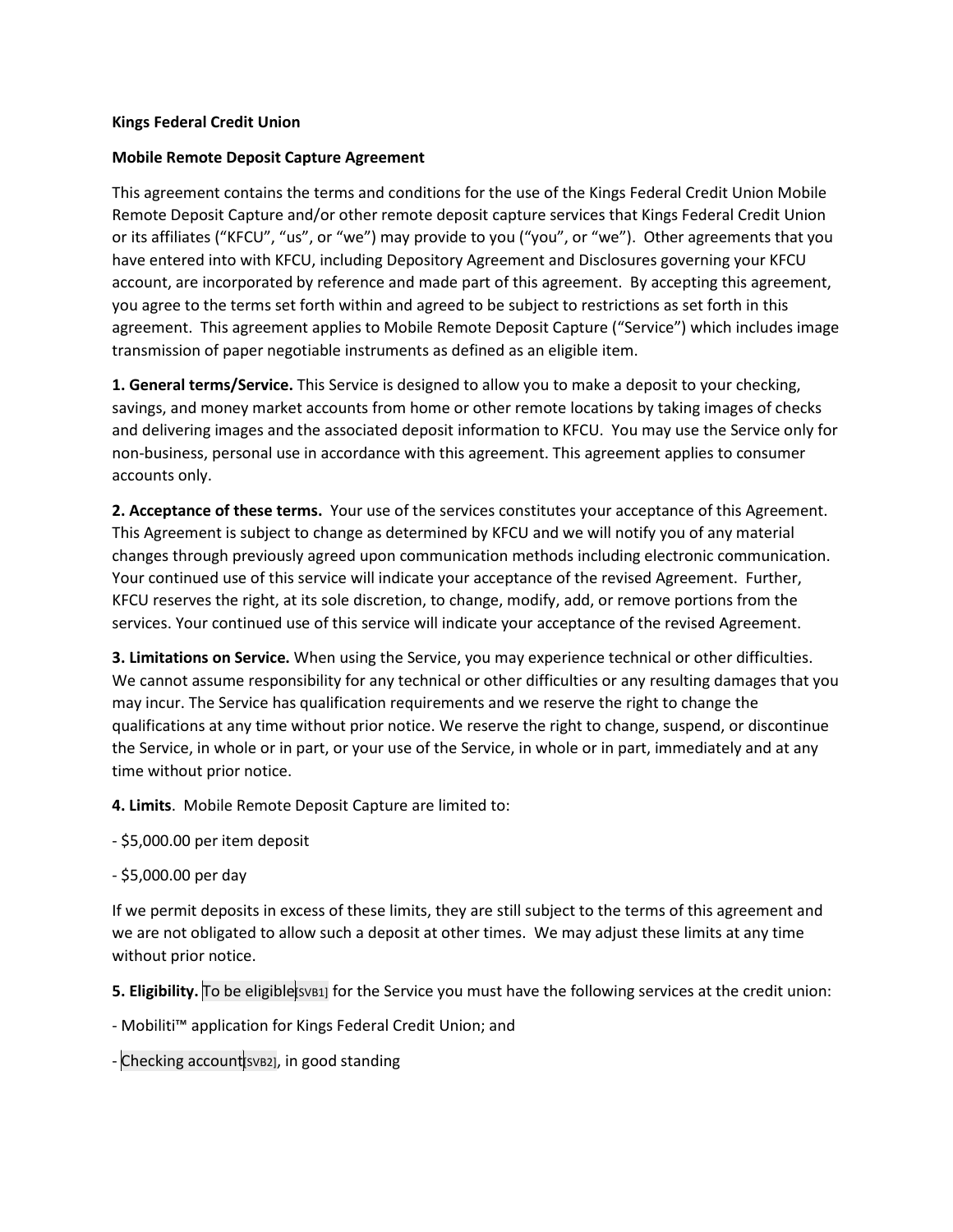**Kings Federal Credit Union**

**Mobile Remote Deposit Capture Agreement**

This agreement contains the terms and conditions for the use of the Kings Federal Credit Union Mobile Remote Deposit Capture and/or other remote deposit capture services that Kings Federal Credit Union or its affiliates ("KFCU", "us", or "we") may provide to you ("you", or "we"). Other agreements that you have entered into with KFCU, including Depository Agreement and Disclosures governing your KFCU account, are incorporated by reference and made part of this agreement. By accepting this agreement, you agree to the terms set forth within and agreed to be subject to restrictions as set forth in this agreement. This agreement applies to Mobile Remote Deposit Capture ("Service") which includes image transmission of paper negotiable instruments as defined as an eligible item.

**1. General terms/Service.** This Service is designed to allow you to make a deposit to your checking, savings, and money market accounts from home or other remote locations by taking images of checks and delivering images and the associated deposit information to KFCU. You may use the Service only for non-business, personal use in accordance with this agreement. This agreement applies to consumer accounts only.

**2. Acceptance of these terms.** Your use of the services constitutes your acceptance of this Agreement. This Agreement is subject to change as determined by KFCU and we will notify you of any material changes through previously agreed upon communication methods including electronic communication. Your continued use of this service will indicate your acceptance of the revised Agreement. Further, KFCU reserves the right, at its sole discretion, to change, modify, add, or remove portions from the services. Your continued use of this service will indicate your acceptance of the revised Agreement.

**3. Limitations on Service.** When using the Service, you may experience technical or other difficulties. We cannot assume responsibility for any technical or other difficulties or any resulting damages that you may incur. The Service has qualification requirements and we reserve the right to change the qualifications at any time without prior notice. We reserve the right to change, suspend, or discontinue the Service, in whole or in part, or your use of the Service, in whole or in part, immediately and at any time without prior notice.

**4. Limits**. Mobile Remote Deposit Capture are limited to:

- $5,000.00 per item deposit
- $5,000.00 per day

If we permit deposits in excess of these limits, they are still subject to the terms of this agreement and we are not obligated to allow such a deposit at other times. We may adjust these limits at any time without prior notice.

**5. Eligibility.** To be eligible[SVB1] for the Service you must have the following services at the credit union:

- Mobiliti™ application for Kings Federal Credit Union; and
- Checking account[SVB2], in good standing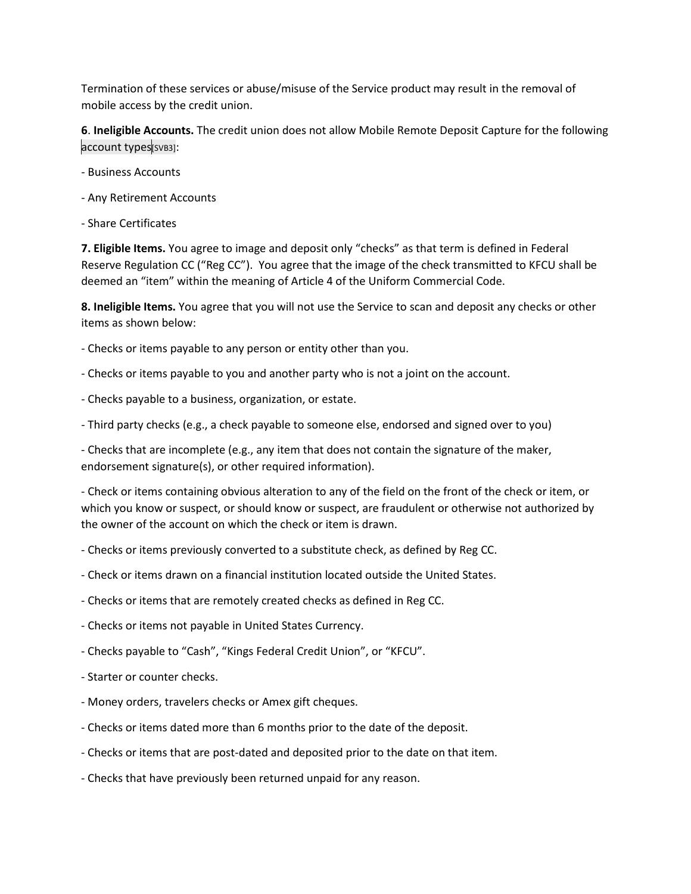Termination of these services or abuse/misuse of the Service product may result in the removal of mobile access by the credit union.

**6**. **Ineligible Accounts.** The credit union does not allow Mobile Remote Deposit Capture for the following account types[SVB3]:

- Business Accounts
- Any Retirement Accounts
- Share Certificates

**7. Eligible Items.** You agree to image and deposit only "checks" as that term is defined in Federal Reserve Regulation CC ("Reg CC"). You agree that the image of the check transmitted to KFCU shall be deemed an "item" within the meaning of Article 4 of the Uniform Commercial Code.

**8. Ineligible Items.** You agree that you will not use the Service to scan and deposit any checks or other items as shown below:

- Checks or items payable to any person or entity other than you.
- Checks or items payable to you and another party who is not a joint on the account.
- Checks payable to a business, organization, or estate.
- Third party checks (e.g., a check payable to someone else, endorsed and signed over to you)
- Checks that are incomplete (e.g., any item that does not contain the signature of the maker, endorsement signature(s), or other required information).
- Check or items containing obvious alteration to any of the field on the front of the check or item, or which you know or suspect, or should know or suspect, are fraudulent or otherwise not authorized by the owner of the account on which the check or item is drawn.
- Checks or items previously converted to a substitute check, as defined by Reg CC.
- Check or items drawn on a financial institution located outside the United States.
- Checks or items that are remotely created checks as defined in Reg CC.
- Checks or items not payable in United States Currency.
- Checks payable to "Cash", "Kings Federal Credit Union", or "KFCU".
- Starter or counter checks.
- Money orders, travelers checks or Amex gift cheques.
- Checks or items dated more than 6 months prior to the date of the deposit.
- Checks or items that are post-dated and deposited prior to the date on that item.
- Checks that have previously been returned unpaid for any reason.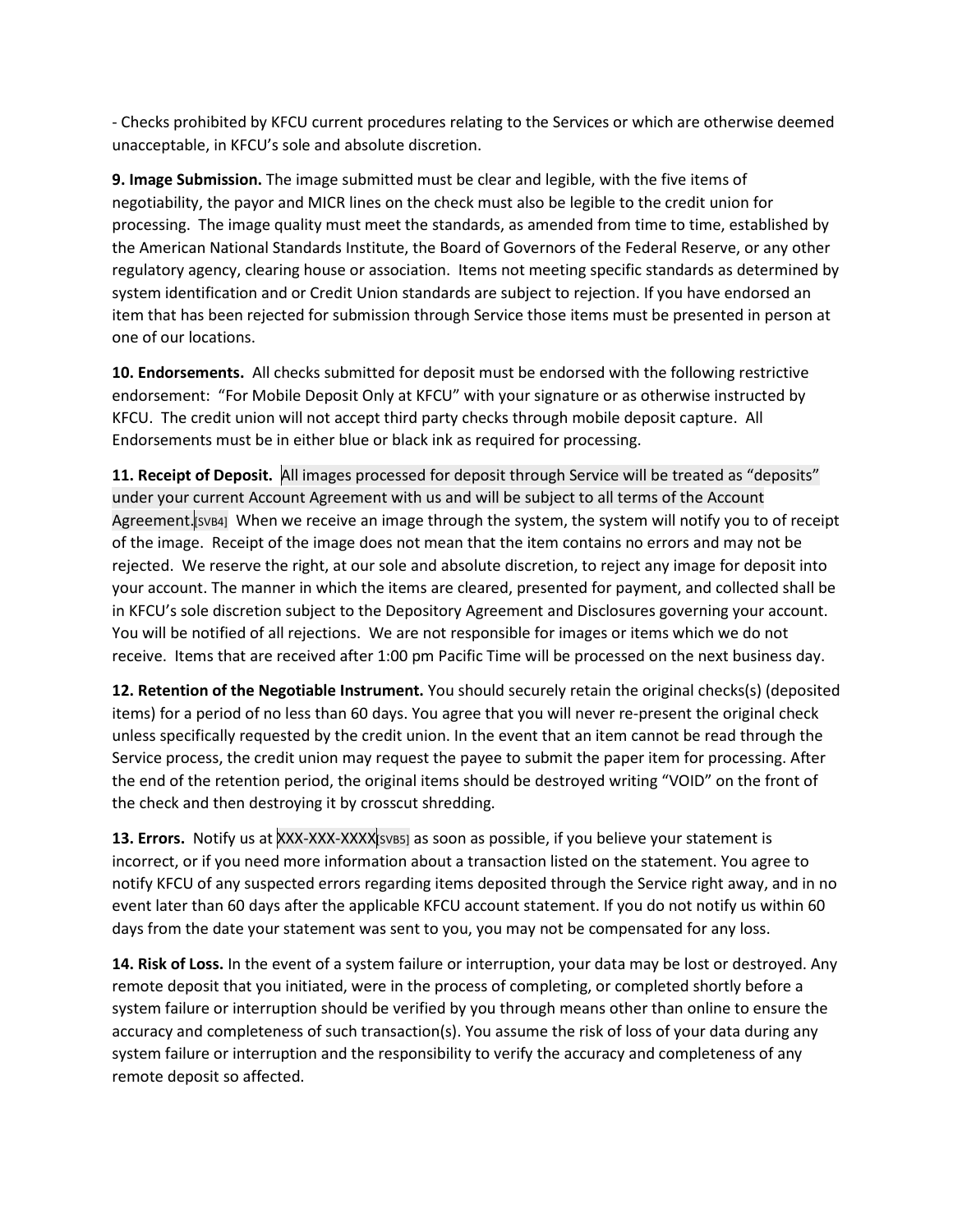- Checks prohibited by KFCU current procedures relating to the Services or which are otherwise deemed unacceptable, in KFCU's sole and absolute discretion.

**9. Image Submission.** The image submitted must be clear and legible, with the five items of negotiability, the payor and MICR lines on the check must also be legible to the credit union for processing. The image quality must meet the standards, as amended from time to time, established by the American National Standards Institute, the Board of Governors of the Federal Reserve, or any other regulatory agency, clearing house or association. Items not meeting specific standards as determined by system identification and or Credit Union standards are subject to rejection. If you have endorsed an item that has been rejected for submission through Service those items must be presented in person at one of our locations.

**10. Endorsements.** All checks submitted for deposit must be endorsed with the following restrictive endorsement: "For Mobile Deposit Only at KFCU" with your signature or as otherwise instructed by KFCU. The credit union will not accept third party checks through mobile deposit capture. All Endorsements must be in either blue or black ink as required for processing.

**11. Receipt of Deposit.** All images processed for deposit through Service will be treated as "deposits" under your current Account Agreement with us and will be subject to all terms of the Account Agreement.[SVB4] When we receive an image through the system, the system will notify you to of receipt of the image. Receipt of the image does not mean that the item contains no errors and may not be rejected. We reserve the right, at our sole and absolute discretion, to reject any image for deposit into your account. The manner in which the items are cleared, presented for payment, and collected shall be in KFCU's sole discretion subject to the Depository Agreement and Disclosures governing your account. You will be notified of all rejections. We are not responsible for images or items which we do not receive. Items that are received after 1:00 pm Pacific Time will be processed on the next business day.

**12. Retention of the Negotiable Instrument.** You should securely retain the original checks(s) (deposited items) for a period of no less than 60 days. You agree that you will never re-present the original check unless specifically requested by the credit union. In the event that an item cannot be read through the Service process, the credit union may request the payee to submit the paper item for processing. After the end of the retention period, the original items should be destroyed writing "VOID" on the front of the check and then destroying it by crosscut shredding.

**13. Errors.** Notify us at XXX-XXX-XXXX[SVB5] as soon as possible, if you believe your statement is incorrect, or if you need more information about a transaction listed on the statement. You agree to notify KFCU of any suspected errors regarding items deposited through the Service right away, and in no event later than 60 days after the applicable KFCU account statement. If you do not notify us within 60 days from the date your statement was sent to you, you may not be compensated for any loss.

**14. Risk of Loss.** In the event of a system failure or interruption, your data may be lost or destroyed. Any remote deposit that you initiated, were in the process of completing, or completed shortly before a system failure or interruption should be verified by you through means other than online to ensure the accuracy and completeness of such transaction(s). You assume the risk of loss of your data during any system failure or interruption and the responsibility to verify the accuracy and completeness of any remote deposit so affected.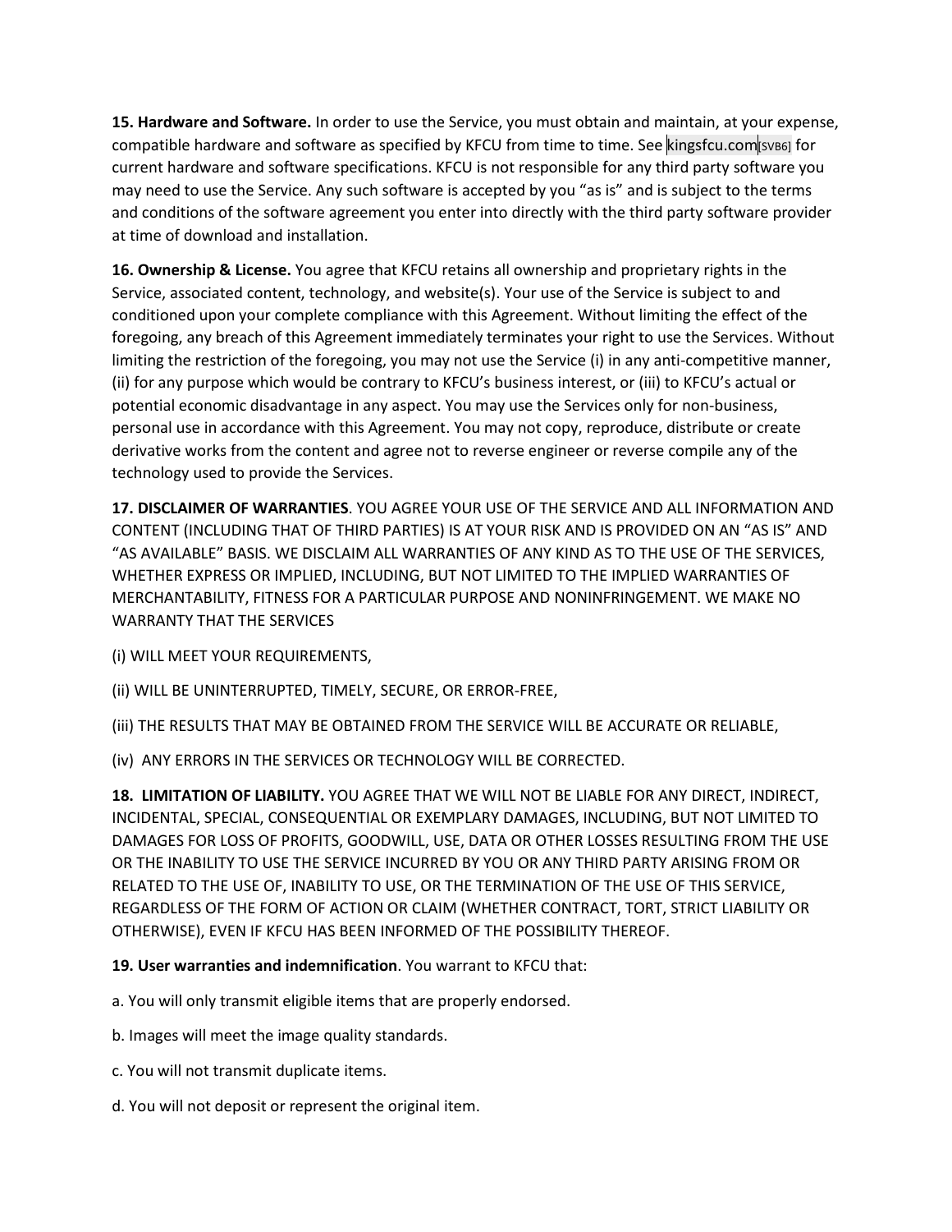**15. Hardware and Software.** In order to use the Service, you must obtain and maintain, at your expense, compatible hardware and software as specified by KFCU from time to time. See kingsfcu.com[SVB6] for current hardware and software specifications. KFCU is not responsible for any third party software you may need to use the Service. Any such software is accepted by you "as is" and is subject to the terms and conditions of the software agreement you enter into directly with the third party software provider at time of download and installation.

**16. Ownership & License.** You agree that KFCU retains all ownership and proprietary rights in the Service, associated content, technology, and website(s). Your use of the Service is subject to and conditioned upon your complete compliance with this Agreement. Without limiting the effect of the foregoing, any breach of this Agreement immediately terminates your right to use the Services. Without limiting the restriction of the foregoing, you may not use the Service (i) in any anti-competitive manner, (ii) for any purpose which would be contrary to KFCU's business interest, or (iii) to KFCU's actual or potential economic disadvantage in any aspect. You may use the Services only for non-business, personal use in accordance with this Agreement. You may not copy, reproduce, distribute or create derivative works from the content and agree not to reverse engineer or reverse compile any of the technology used to provide the Services.

**17. DISCLAIMER OF WARRANTIES**. YOU AGREE YOUR USE OF THE SERVICE AND ALL INFORMATION AND CONTENT (INCLUDING THAT OF THIRD PARTIES) IS AT YOUR RISK AND IS PROVIDED ON AN "AS IS" AND "AS AVAILABLE" BASIS. WE DISCLAIM ALL WARRANTIES OF ANY KIND AS TO THE USE OF THE SERVICES, WHETHER EXPRESS OR IMPLIED, INCLUDING, BUT NOT LIMITED TO THE IMPLIED WARRANTIES OF MERCHANTABILITY, FITNESS FOR A PARTICULAR PURPOSE AND NONINFRINGEMENT. WE MAKE NO WARRANTY THAT THE SERVICES

(i) WILL MEET YOUR REQUIREMENTS,

(ii) WILL BE UNINTERRUPTED, TIMELY, SECURE, OR ERROR-FREE,

(iii) THE RESULTS THAT MAY BE OBTAINED FROM THE SERVICE WILL BE ACCURATE OR RELIABLE,

(iv) ANY ERRORS IN THE SERVICES OR TECHNOLOGY WILL BE CORRECTED.

**18. LIMITATION OF LIABILITY.** YOU AGREE THAT WE WILL NOT BE LIABLE FOR ANY DIRECT, INDIRECT, INCIDENTAL, SPECIAL, CONSEQUENTIAL OR EXEMPLARY DAMAGES, INCLUDING, BUT NOT LIMITED TO DAMAGES FOR LOSS OF PROFITS, GOODWILL, USE, DATA OR OTHER LOSSES RESULTING FROM THE USE OR THE INABILITY TO USE THE SERVICE INCURRED BY YOU OR ANY THIRD PARTY ARISING FROM OR RELATED TO THE USE OF, INABILITY TO USE, OR THE TERMINATION OF THE USE OF THIS SERVICE, REGARDLESS OF THE FORM OF ACTION OR CLAIM (WHETHER CONTRACT, TORT, STRICT LIABILITY OR OTHERWISE), EVEN IF KFCU HAS BEEN INFORMED OF THE POSSIBILITY THEREOF.

**19. User warranties and indemnification**. You warrant to KFCU that:

a. You will only transmit eligible items that are properly endorsed.

b. Images will meet the image quality standards.

c. You will not transmit duplicate items.

d. You will not deposit or represent the original item.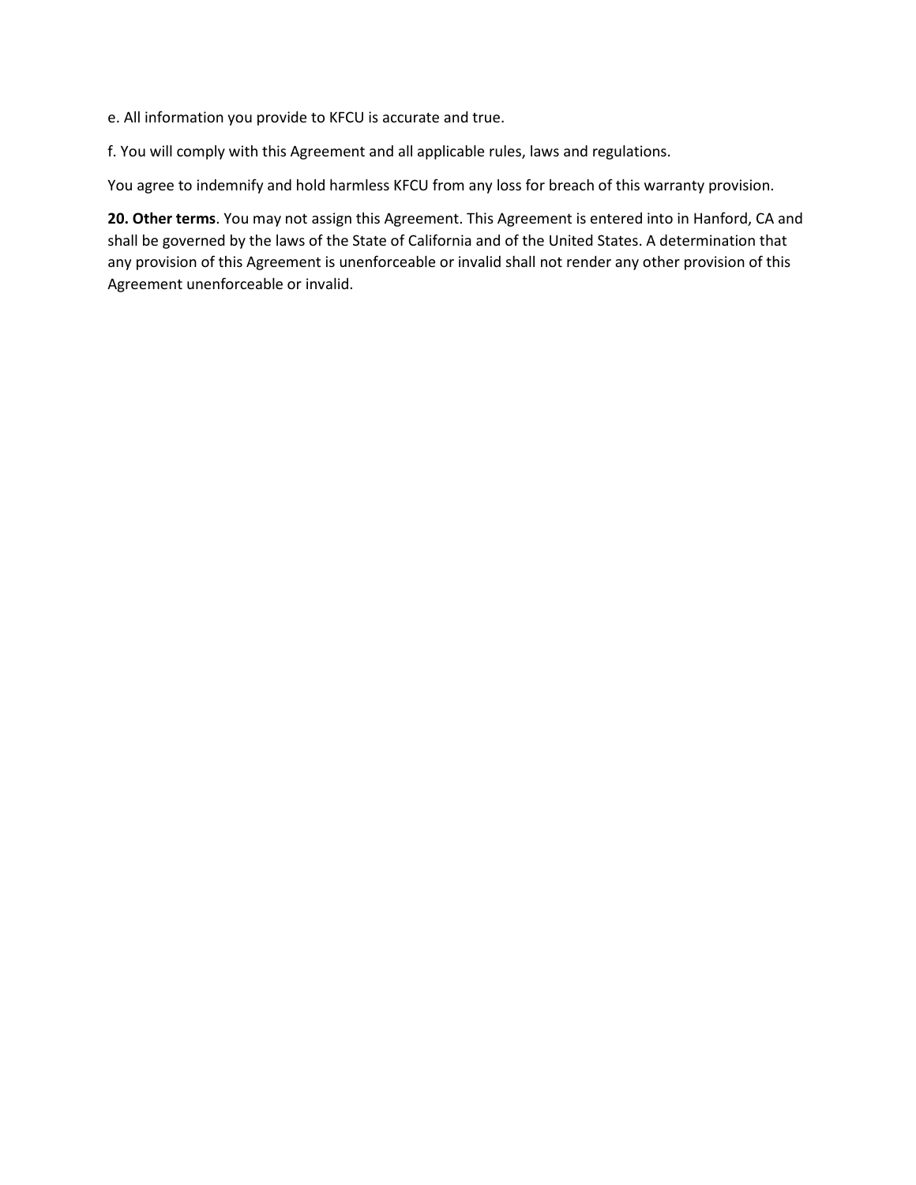e. All information you provide to KFCU is accurate and true.

f. You will comply with this Agreement and all applicable rules, laws and regulations.

You agree to indemnify and hold harmless KFCU from any loss for breach of this warranty provision.

**20. Other terms**. You may not assign this Agreement. This Agreement is entered into in Hanford, CA and shall be governed by the laws of the State of California and of the United States. A determination that any provision of this Agreement is unenforceable or invalid shall not render any other provision of this Agreement unenforceable or invalid.